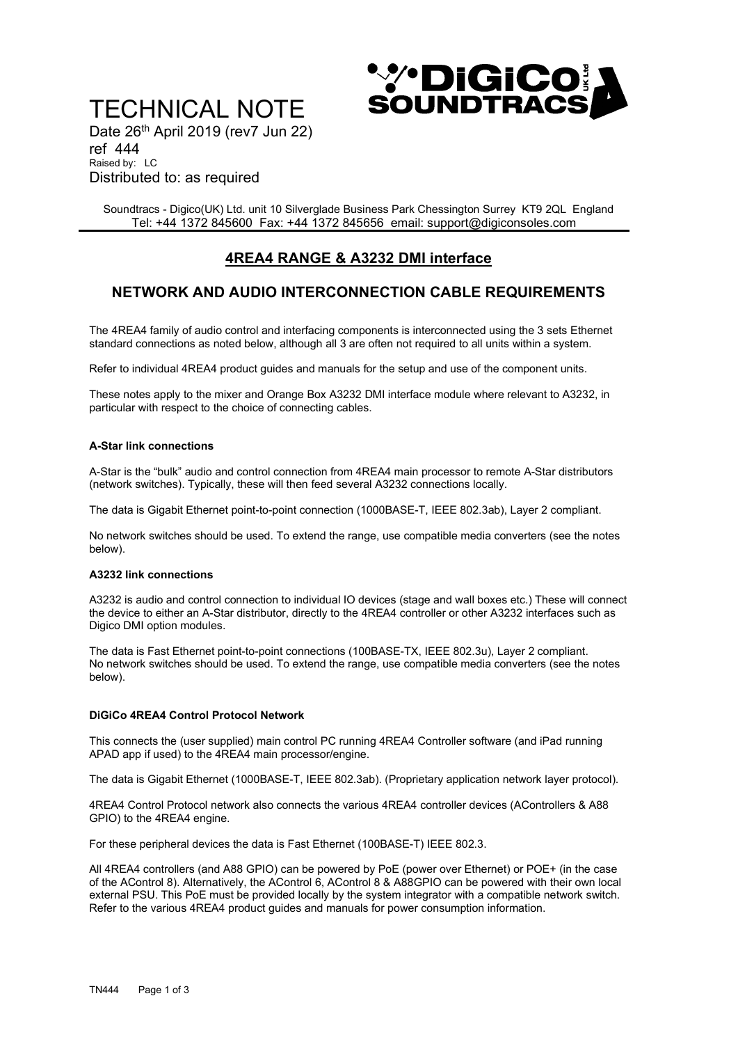# TECHNICAL NOTE

Date 26th April 2019 (rev7 Jun 22)
ref 444
Raised by: LC
Distributed to: as required

Soundtracs - Digico(UK) Ltd. unit 10 Silverglade Business Park Chessington Surrey KT9 2QL England
Tel: +44 1372 845600 Fax: +44 1372 845656 email: support@digiconsoles.com

## 4REA4 RANGE & A3232 DMI interface

## NETWORK AND AUDIO INTERCONNECTION CABLE REQUIREMENTS

The 4REA4 family of audio control and interfacing components is interconnected using the 3 sets Ethernet standard connections as noted below, although all 3 are often not required to all units within a system.

Refer to individual 4REA4 product guides and manuals for the setup and use of the component units.

These notes apply to the mixer and Orange Box A3232 DMI interface module where relevant to A3232, in particular with respect to the choice of connecting cables.

### A-Star link connections

A-Star is the "bulk" audio and control connection from 4REA4 main processor to remote A-Star distributors (network switches). Typically, these will then feed several A3232 connections locally.

The data is Gigabit Ethernet point-to-point connection (1000BASE-T, IEEE 802.3ab), Layer 2 compliant.

No network switches should be used. To extend the range, use compatible media converters (see the notes below).

### A3232 link connections

A3232 is audio and control connection to individual IO devices (stage and wall boxes etc.) These will connect the device to either an A-Star distributor, directly to the 4REA4 controller or other A3232 interfaces such as Digico DMI option modules.

The data is Fast Ethernet point-to-point connections (100BASE-TX, IEEE 802.3u), Layer 2 compliant.
No network switches should be used. To extend the range, use compatible media converters (see the notes below).

### DiGiCo 4REA4 Control Protocol Network

This connects the (user supplied) main control PC running 4REA4 Controller software (and iPad running APAD app if used) to the 4REA4 main processor/engine.

The data is Gigabit Ethernet (1000BASE-T, IEEE 802.3ab). (Proprietary application network layer protocol).

4REA4 Control Protocol network also connects the various 4REA4 controller devices (AControllers & A88 GPIO) to the 4REA4 engine.

For these peripheral devices the data is Fast Ethernet (100BASE-T) IEEE 802.3.

All 4REA4 controllers (and A88 GPIO) can be powered by PoE (power over Ethernet) or POE+ (in the case of the AControl 8). Alternatively, the AControl 6, AControl 8 & A88GPIO can be powered with their own local external PSU. This PoE must be provided locally by the system integrator with a compatible network switch. Refer to the various 4REA4 product guides and manuals for power consumption information.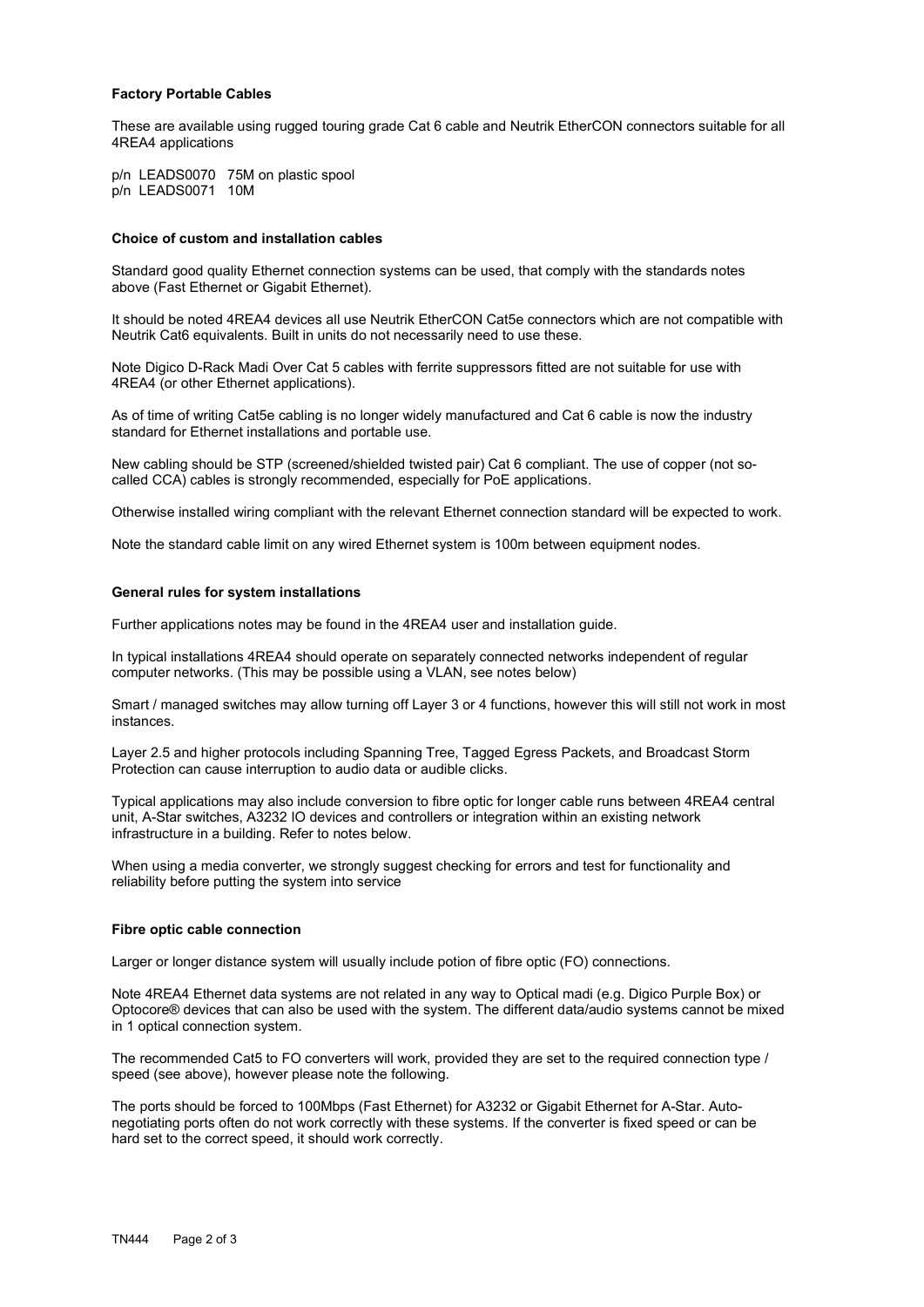**Factory Portable Cables**

These are available using rugged touring grade Cat 6 cable and Neutrik EtherCON connectors suitable for all 4REA4 applications

p/n LEADS0070 75M on plastic spool
p/n LEADS0071 10M

**Choice of custom and installation cables**

Standard good quality Ethernet connection systems can be used, that comply with the standards notes above (Fast Ethernet or Gigabit Ethernet).

It should be noted 4REA4 devices all use Neutrik EtherCON Cat5e connectors which are not compatible with Neutrik Cat6 equivalents. Built in units do not necessarily need to use these.

Note Digico D-Rack Madi Over Cat 5 cables with ferrite suppressors fitted are not suitable for use with 4REA4 (or other Ethernet applications).

As of time of writing Cat5e cabling is no longer widely manufactured and Cat 6 cable is now the industry standard for Ethernet installations and portable use.

New cabling should be STP (screened/shielded twisted pair) Cat 6 compliant. The use of copper (not so-called CCA) cables is strongly recommended, especially for PoE applications.

Otherwise installed wiring compliant with the relevant Ethernet connection standard will be expected to work.

Note the standard cable limit on any wired Ethernet system is 100m between equipment nodes.

**General rules for system installations**

Further applications notes may be found in the 4REA4 user and installation guide.

In typical installations 4REA4 should operate on separately connected networks independent of regular computer networks. (This may be possible using a VLAN, see notes below)

Smart / managed switches may allow turning off Layer 3 or 4 functions, however this will still not work in most instances.

Layer 2.5 and higher protocols including Spanning Tree, Tagged Egress Packets, and Broadcast Storm Protection can cause interruption to audio data or audible clicks.

Typical applications may also include conversion to fibre optic for longer cable runs between 4REA4 central unit, A-Star switches, A3232 IO devices and controllers or integration within an existing network infrastructure in a building. Refer to notes below.

When using a media converter, we strongly suggest checking for errors and test for functionality and reliability before putting the system into service

**Fibre optic cable connection**

Larger or longer distance system will usually include potion of fibre optic (FO) connections.

Note 4REA4 Ethernet data systems are not related in any way to Optical madi (e.g. Digico Purple Box) or Optocore® devices that can also be used with the system. The different data/audio systems cannot be mixed in 1 optical connection system.

The recommended Cat5 to FO converters will work, provided they are set to the required connection type / speed (see above), however please note the following.

The ports should be forced to 100Mbps (Fast Ethernet) for A3232 or Gigabit Ethernet for A-Star. Auto-negotiating ports often do not work correctly with these systems. If the converter is fixed speed or can be hard set to the correct speed, it should work correctly.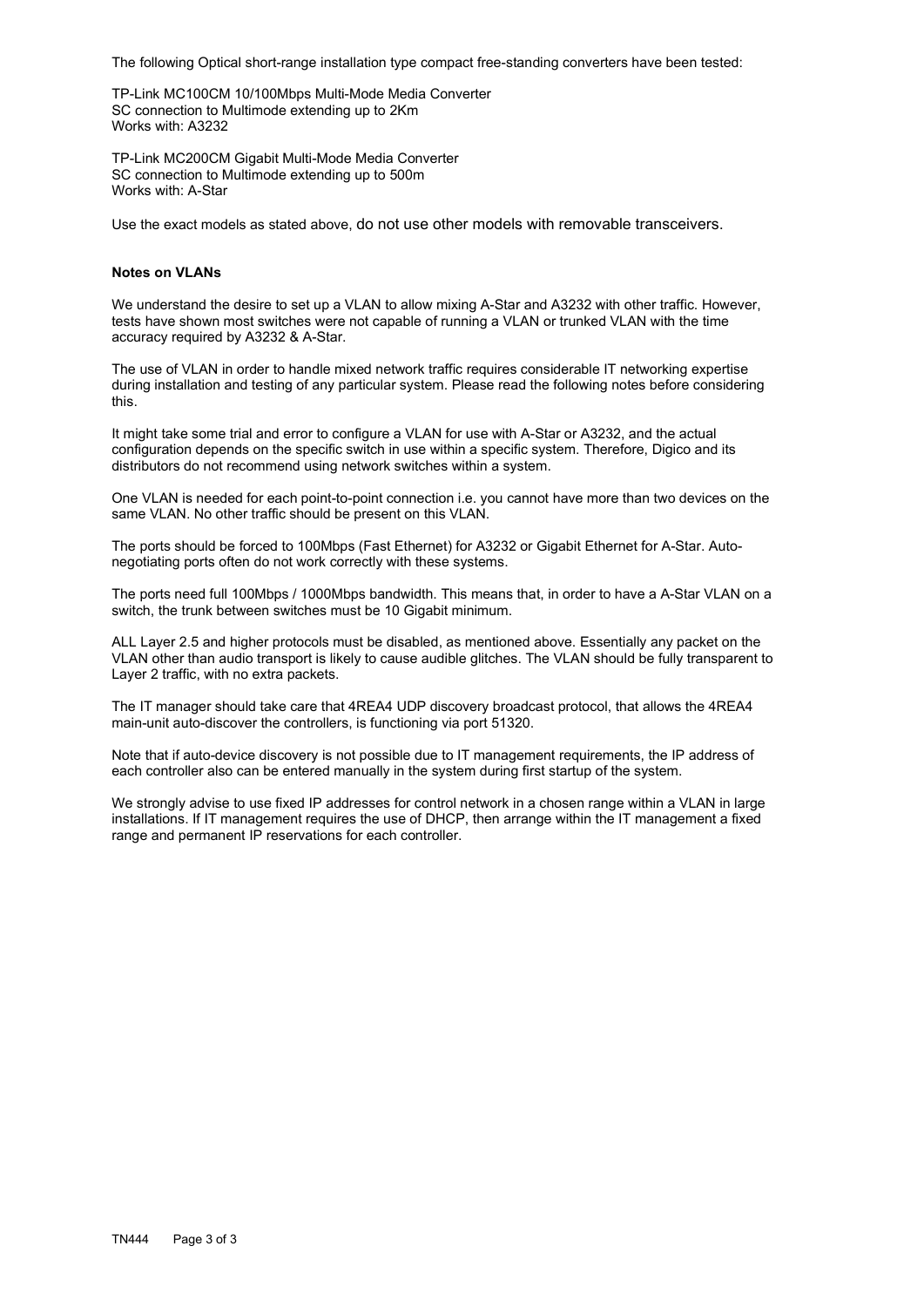The following Optical short-range installation type compact free-standing converters have been tested:

TP-Link MC100CM 10/100Mbps Multi-Mode Media Converter
SC connection to Multimode extending up to 2Km
Works with: A3232

TP-Link MC200CM Gigabit Multi-Mode Media Converter
SC connection to Multimode extending up to 500m
Works with: A-Star

Use the exact models as stated above, do not use other models with removable transceivers.

**Notes on VLANs**

We understand the desire to set up a VLAN to allow mixing A-Star and A3232 with other traffic. However, tests have shown most switches were not capable of running a VLAN or trunked VLAN with the time accuracy required by A3232 & A-Star.

The use of VLAN in order to handle mixed network traffic requires considerable IT networking expertise during installation and testing of any particular system. Please read the following notes before considering this.

It might take some trial and error to configure a VLAN for use with A-Star or A3232, and the actual configuration depends on the specific switch in use within a specific system. Therefore, Digico and its distributors do not recommend using network switches within a system.

One VLAN is needed for each point-to-point connection i.e. you cannot have more than two devices on the same VLAN. No other traffic should be present on this VLAN.

The ports should be forced to 100Mbps (Fast Ethernet) for A3232 or Gigabit Ethernet for A-Star. Auto-negotiating ports often do not work correctly with these systems.

The ports need full 100Mbps / 1000Mbps bandwidth. This means that, in order to have a A-Star VLAN on a switch, the trunk between switches must be 10 Gigabit minimum.

ALL Layer 2.5 and higher protocols must be disabled, as mentioned above. Essentially any packet on the VLAN other than audio transport is likely to cause audible glitches. The VLAN should be fully transparent to Layer 2 traffic, with no extra packets.

The IT manager should take care that 4REA4 UDP discovery broadcast protocol, that allows the 4REA4 main-unit auto-discover the controllers, is functioning via port 51320.

Note that if auto-device discovery is not possible due to IT management requirements, the IP address of each controller also can be entered manually in the system during first startup of the system.

We strongly advise to use fixed IP addresses for control network in a chosen range within a VLAN in large installations. If IT management requires the use of DHCP, then arrange within the IT management a fixed range and permanent IP reservations for each controller.